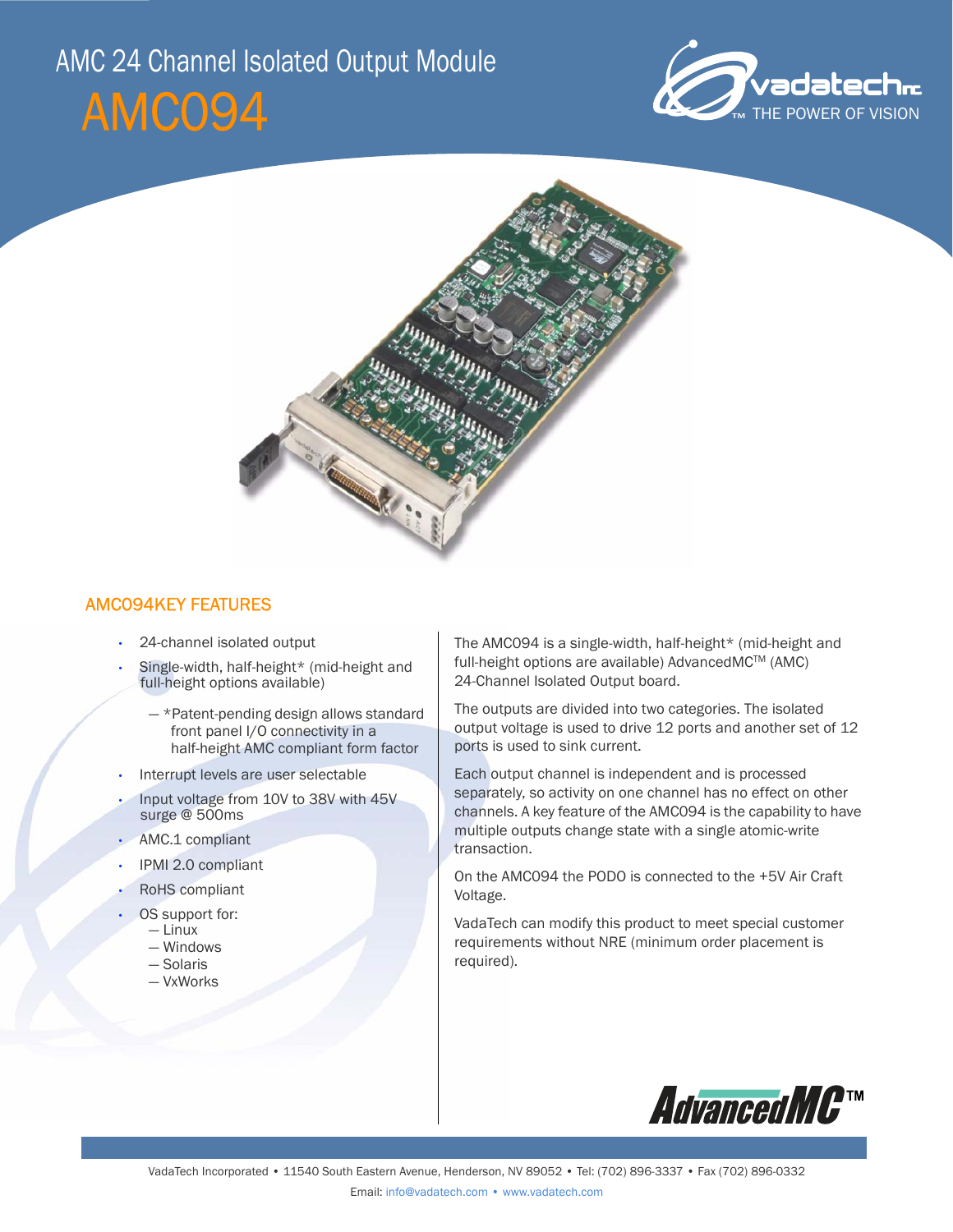# AMC 24 Channel Isolated Output Module

# AMC094

## AMC094KEY FEATURES

- 24-channel isolated output
- Single-width, half-height* (mid-height and full-height options available)
  - *Patent-pending design allows standard front panel I/O connectivity in a half-height AMC compliant form factor
- Interrupt levels are user selectable
- Input voltage from 10V to 38V with 45V surge @ 500ms
- AMC.1 compliant
- IPMI 2.0 compliant
- RoHS compliant
- OS support for:
  - Linux
  - Windows
  - Solaris
  - VxWorks

The AMC094 is a single-width, half-height* (mid-height and full-height options are available) AdvancedMC™ (AMC) 24-Channel Isolated Output board.

The outputs are divided into two categories. The isolated output voltage is used to drive 12 ports and another set of 12 ports is used to sink current.

Each output channel is independent and is processed separately, so activity on one channel has no effect on other channels. A key feature of the AMC094 is the capability to have multiple outputs change state with a single atomic-write transaction.

On the AMC094 the PODO is connected to the +5V Air Craft Voltage.

VadaTech can modify this product to meet special customer requirements without NRE (minimum order placement is required).

VadaTech Incorporated • 11540 South Eastern Avenue, Henderson, NV 89052 • Tel: (702) 896-3337 • Fax (702) 896-0332

Email: info@vadatech.com • www.vadatech.com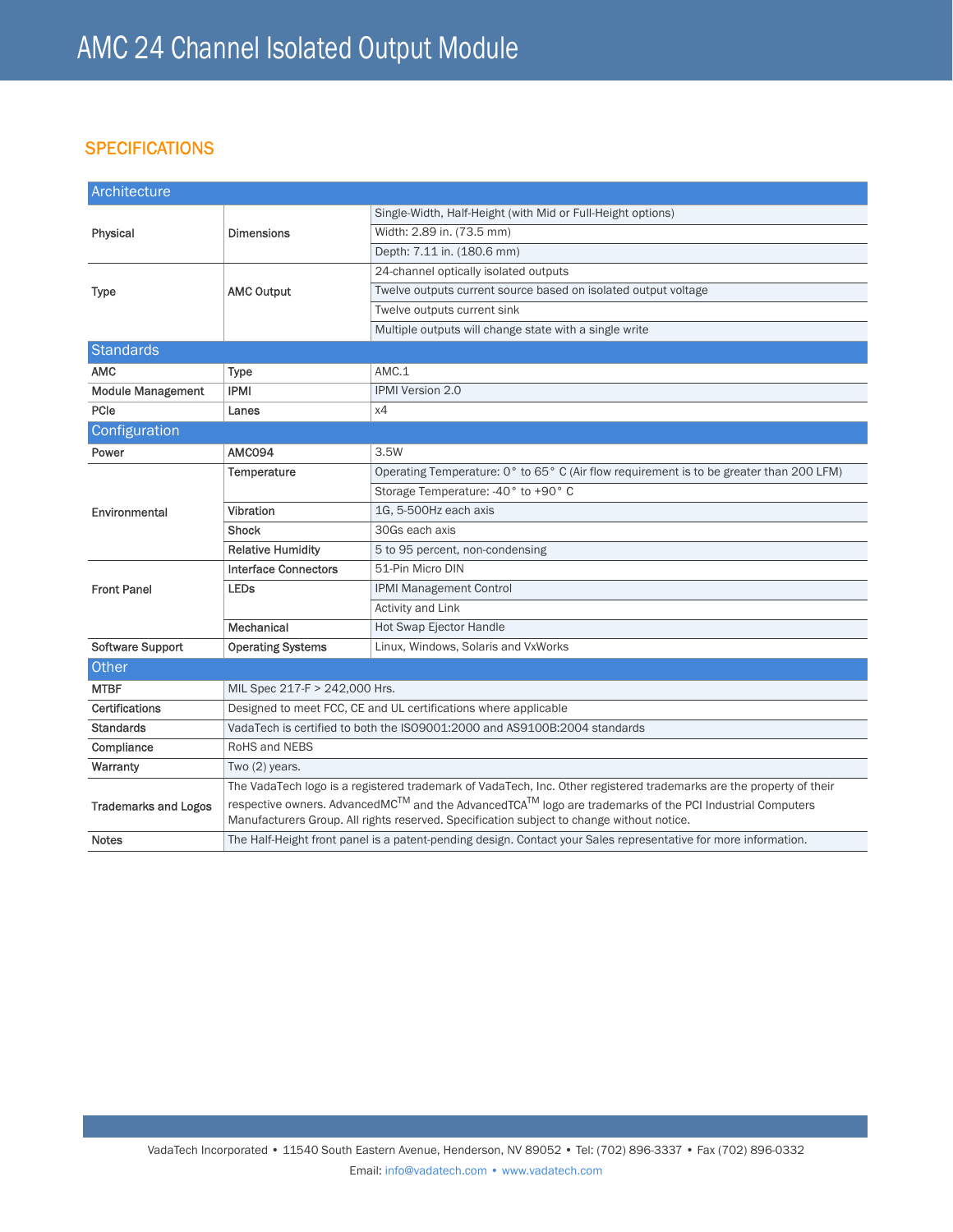# AMC 24 Channel Isolated Output Module

## SPECIFICATIONS

| Architecture | | |
|---|---|---|
| Physical | Dimensions | Single-Width, Half-Height (with Mid or Full-Height options) |
| | | Width: 2.89 in. (73.5 mm) |
| | | Depth: 7.11 in. (180.6 mm) |
| Type | AMC Output | 24-channel optically isolated outputs |
| | | Twelve outputs current source based on isolated output voltage |
| | | Twelve outputs current sink |
| | | Multiple outputs will change state with a single write |
| **Standards** | | |
| AMC | Type | AMC.1 |
| Module Management | IPMI | IPMI Version 2.0 |
| PCIe | Lanes | x4 |
| **Configuration** | | |
| Power | AMC094 | 3.5W |
| Environmental | Temperature | Operating Temperature: 0° to 65° C (Air flow requirement is to be greater than 200 LFM) |
| | | Storage Temperature: -40° to +90° C |
| | Vibration | 1G, 5-500Hz each axis |
| | Shock | 30Gs each axis |
| | Relative Humidity | 5 to 95 percent, non-condensing |
| Front Panel | Interface Connectors | 51-Pin Micro DIN |
| | LEDs | IPMI Management Control |
| | | Activity and Link |
| | Mechanical | Hot Swap Ejector Handle |
| Software Support | Operating Systems | Linux, Windows, Solaris and VxWorks |
| **Other** | | |
| MTBF | MIL Spec 217-F > 242,000 Hrs. | |
| Certifications | Designed to meet FCC, CE and UL certifications where applicable | |
| Standards | VadaTech is certified to both the ISO9001:2000 and AS9100B:2004 standards | |
| Compliance | RoHS and NEBS | |
| Warranty | Two (2) years. | |
| Trademarks and Logos | The VadaTech logo is a registered trademark of VadaTech, Inc. Other registered trademarks are the property of their respective owners. AdvancedMC™ and the AdvancedTCA™ logo are trademarks of the PCI Industrial Computers Manufacturers Group. All rights reserved. Specification subject to change without notice. | |
| Notes | The Half-Height front panel is a patent-pending design. Contact your Sales representative for more information. | |

VadaTech Incorporated • 11540 South Eastern Avenue, Henderson, NV 89052 • Tel: (702) 896-3337 • Fax (702) 896-0332

Email: info@vadatech.com • www.vadatech.com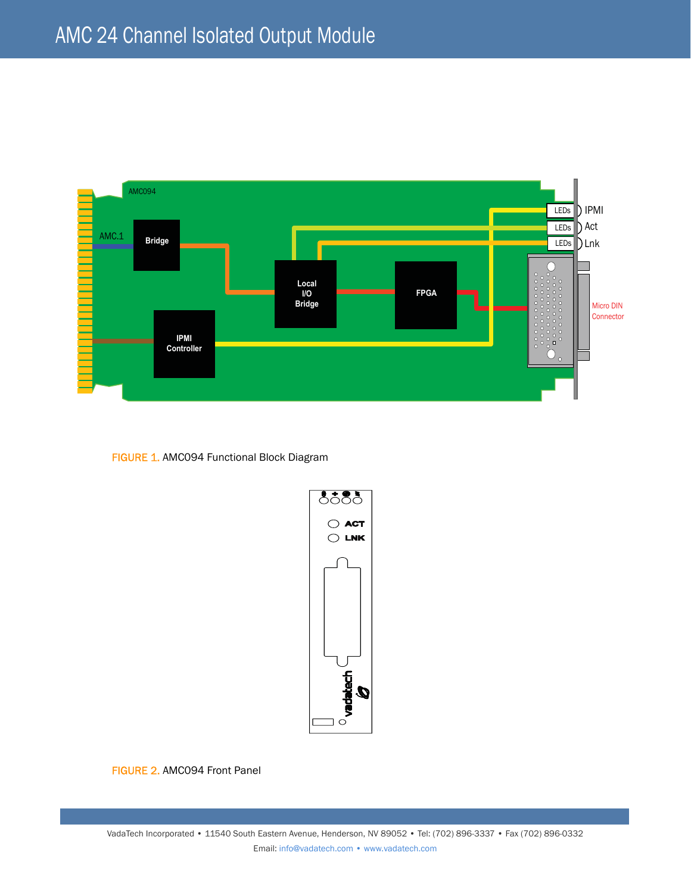FIGURE 1. AMC094 Functional Block Diagram

FIGURE 2. AMC094 Front Panel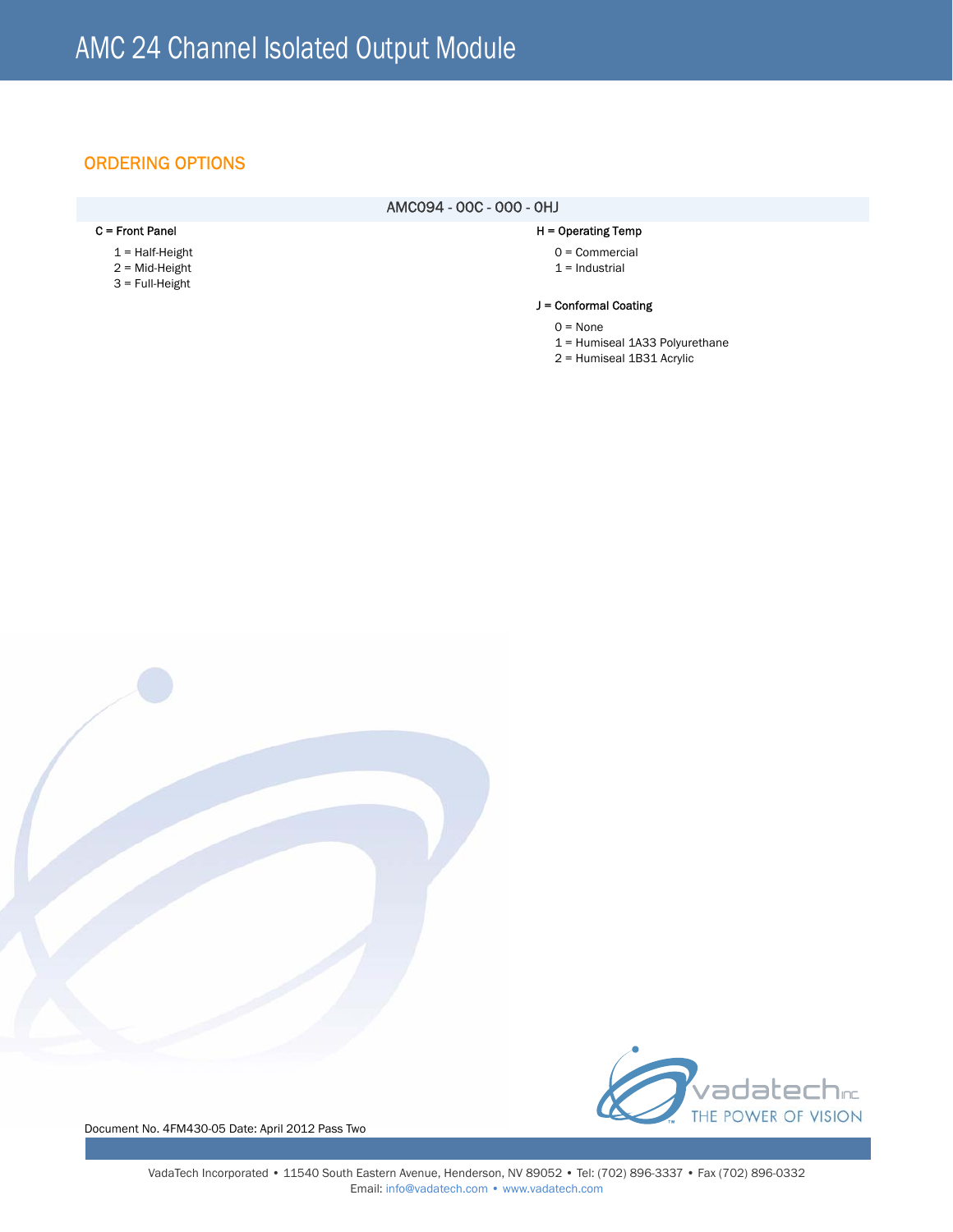## ORDERING OPTIONS

AMC094 - 00C - 000 - 0HJ

**C = Front Panel**

- 1 = Half-Height
- 2 = Mid-Height
- 3 = Full-Height

**H = Operating Temp**

- 0 = Commercial
- 1 = Industrial

**J = Conformal Coating**

- 0 = None
- 1 = Humiseal 1A33 Polyurethane
- 2 = Humiseal 1B31 Acrylic

vadatech INC
THE POWER OF VISION

Document No. 4FM430-05 Date: April 2012 Pass Two

VadaTech Incorporated • 11540 South Eastern Avenue, Henderson, NV 89052 • Tel: (702) 896-3337 • Fax (702) 896-0332
Email: info@vadatech.com • www.vadatech.com